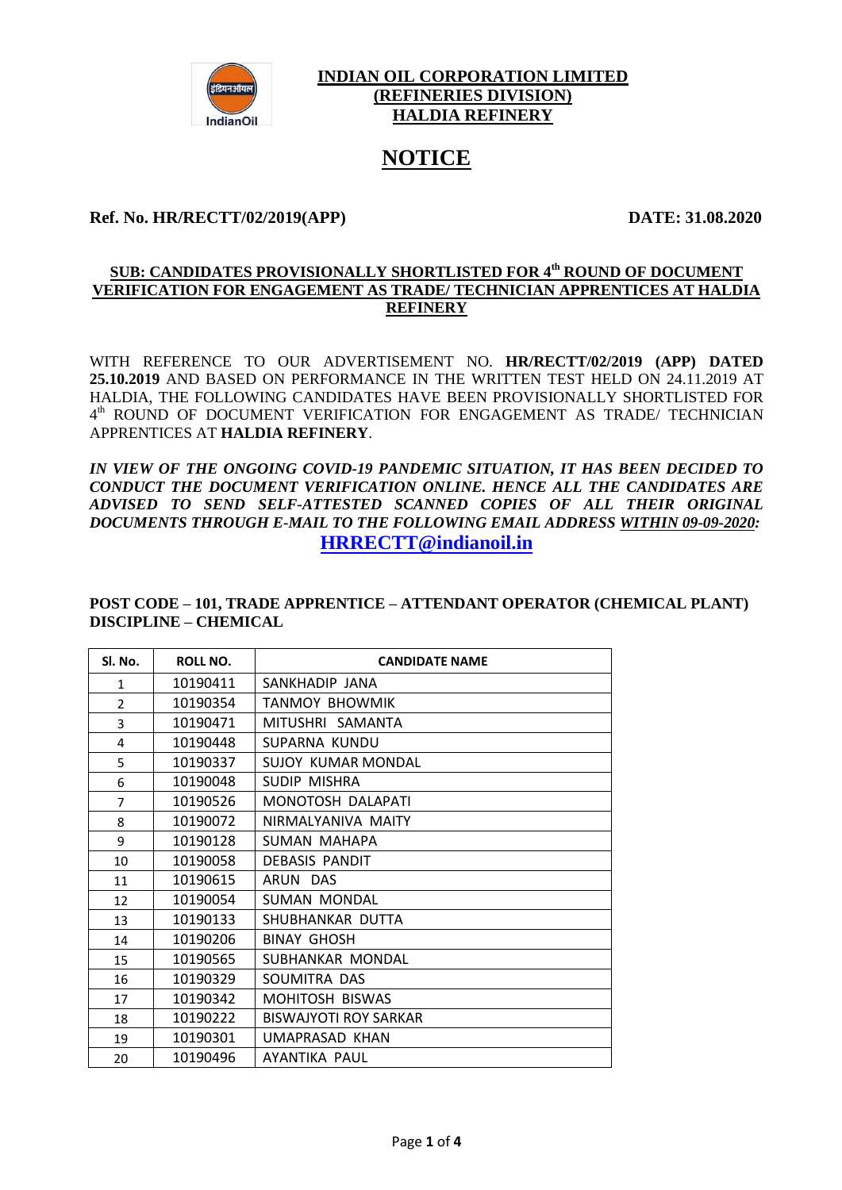**INDIAN OIL CORPORATION LIMITED**
**(REFINERIES DIVISION)**
**HALDIA REFINERY**

# NOTICE

**Ref. No. HR/RECTT/02/2019(APP)** **DATE: 31.08.2020**

**SUB: CANDIDATES PROVISIONALLY SHORTLISTED FOR 4th ROUND OF DOCUMENT VERIFICATION FOR ENGAGEMENT AS TRADE/ TECHNICIAN APPRENTICES AT HALDIA REFINERY**

WITH REFERENCE TO OUR ADVERTISEMENT NO. **HR/RECTT/02/2019 (APP) DATED 25.10.2019** AND BASED ON PERFORMANCE IN THE WRITTEN TEST HELD ON 24.11.2019 AT HALDIA, THE FOLLOWING CANDIDATES HAVE BEEN PROVISIONALLY SHORTLISTED FOR 4th ROUND OF DOCUMENT VERIFICATION FOR ENGAGEMENT AS TRADE/ TECHNICIAN APPRENTICES AT **HALDIA REFINERY**.

***IN VIEW OF THE ONGOING COVID-19 PANDEMIC SITUATION, IT HAS BEEN DECIDED TO CONDUCT THE DOCUMENT VERIFICATION ONLINE. HENCE ALL THE CANDIDATES ARE ADVISED TO SEND SELF-ATTESTED SCANNED COPIES OF ALL THEIR ORIGINAL DOCUMENTS THROUGH E-MAIL TO THE FOLLOWING EMAIL ADDRESS WITHIN 09-09-2020:***

**HRRECTT@indianoil.in**

**POST CODE – 101, TRADE APPRENTICE – ATTENDANT OPERATOR (CHEMICAL PLANT) DISCIPLINE – CHEMICAL**

| Sl. No. | ROLL NO. | CANDIDATE NAME |
|---|---|---|
| 1 | 10190411 | SANKHADIP JANA |
| 2 | 10190354 | TANMOY BHOWMIK |
| 3 | 10190471 | MITUSHRI SAMANTA |
| 4 | 10190448 | SUPARNA KUNDU |
| 5 | 10190337 | SUJOY KUMAR MONDAL |
| 6 | 10190048 | SUDIP MISHRA |
| 7 | 10190526 | MONOTOSH DALAPATI |
| 8 | 10190072 | NIRMALYANIVA MAITY |
| 9 | 10190128 | SUMAN MAHAPA |
| 10 | 10190058 | DEBASIS PANDIT |
| 11 | 10190615 | ARUN DAS |
| 12 | 10190054 | SUMAN MONDAL |
| 13 | 10190133 | SHUBHANKAR DUTTA |
| 14 | 10190206 | BINAY GHOSH |
| 15 | 10190565 | SUBHANKAR MONDAL |
| 16 | 10190329 | SOUMITRA DAS |
| 17 | 10190342 | MOHITOSH BISWAS |
| 18 | 10190222 | BISWAJYOTI ROY SARKAR |
| 19 | 10190301 | UMAPRASAD KHAN |
| 20 | 10190496 | AYANTIKA PAUL |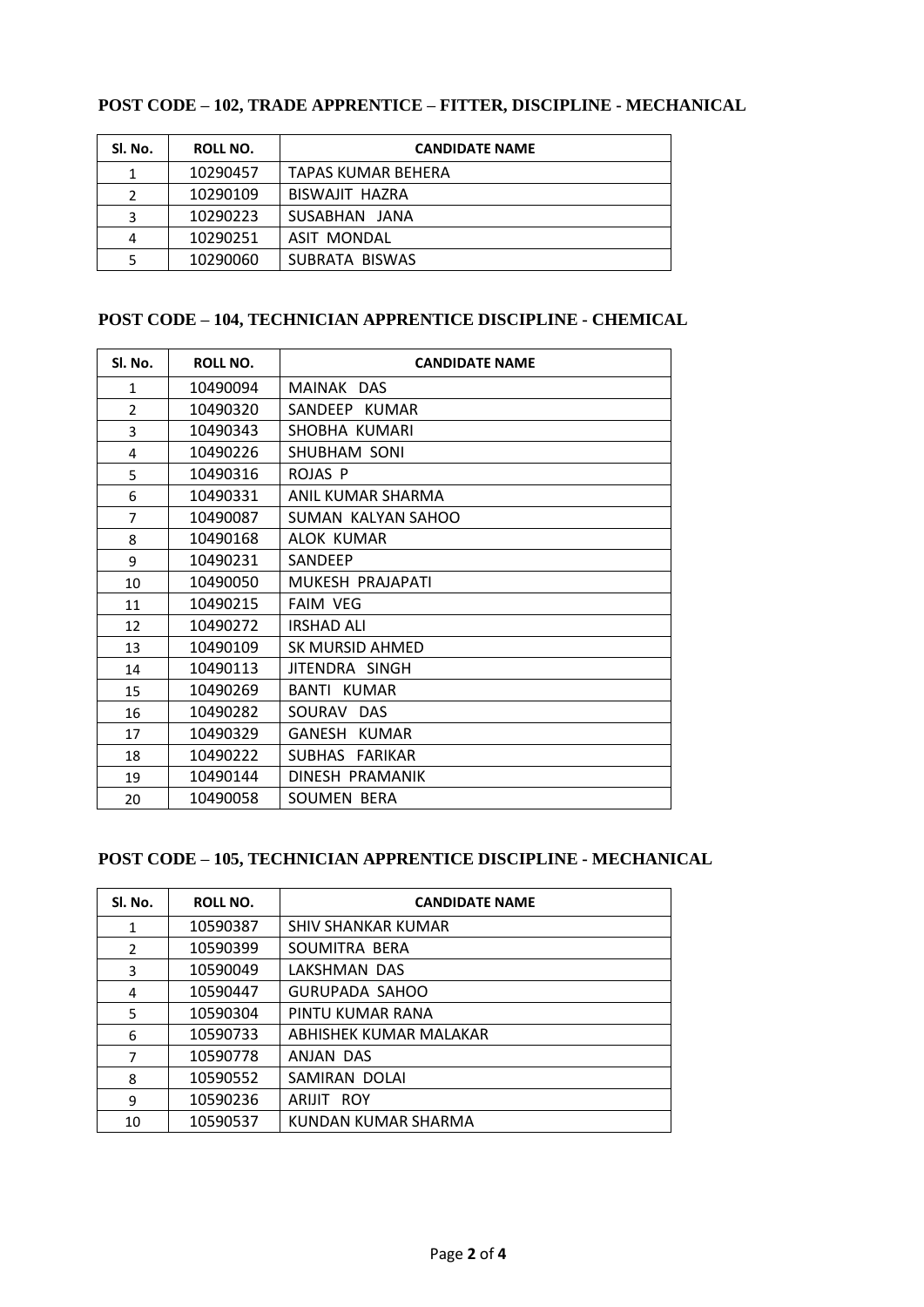**POST CODE – 102, TRADE APPRENTICE – FITTER, DISCIPLINE - MECHANICAL**

| Sl. No. | ROLL NO. | CANDIDATE NAME |
|---|---|---|
| 1 | 10290457 | TAPAS KUMAR BEHERA |
| 2 | 10290109 | BISWAJIT HAZRA |
| 3 | 10290223 | SUSABHAN JANA |
| 4 | 10290251 | ASIT MONDAL |
| 5 | 10290060 | SUBRATA BISWAS |

**POST CODE – 104, TECHNICIAN APPRENTICE DISCIPLINE - CHEMICAL**

| Sl. No. | ROLL NO. | CANDIDATE NAME |
|---|---|---|
| 1 | 10490094 | MAINAK DAS |
| 2 | 10490320 | SANDEEP KUMAR |
| 3 | 10490343 | SHOBHA KUMARI |
| 4 | 10490226 | SHUBHAM SONI |
| 5 | 10490316 | ROJAS P |
| 6 | 10490331 | ANIL KUMAR SHARMA |
| 7 | 10490087 | SUMAN KALYAN SAHOO |
| 8 | 10490168 | ALOK KUMAR |
| 9 | 10490231 | SANDEEP |
| 10 | 10490050 | MUKESH PRAJAPATI |
| 11 | 10490215 | FAIM VEG |
| 12 | 10490272 | IRSHAD ALI |
| 13 | 10490109 | SK MURSID AHMED |
| 14 | 10490113 | JITENDRA SINGH |
| 15 | 10490269 | BANTI KUMAR |
| 16 | 10490282 | SOURAV DAS |
| 17 | 10490329 | GANESH KUMAR |
| 18 | 10490222 | SUBHAS FARIKAR |
| 19 | 10490144 | DINESH PRAMANIK |
| 20 | 10490058 | SOUMEN BERA |

**POST CODE – 105, TECHNICIAN APPRENTICE DISCIPLINE - MECHANICAL**

| Sl. No. | ROLL NO. | CANDIDATE NAME |
|---|---|---|
| 1 | 10590387 | SHIV SHANKAR KUMAR |
| 2 | 10590399 | SOUMITRA BERA |
| 3 | 10590049 | LAKSHMAN DAS |
| 4 | 10590447 | GURUPADA SAHOO |
| 5 | 10590304 | PINTU KUMAR RANA |
| 6 | 10590733 | ABHISHEK KUMAR MALAKAR |
| 7 | 10590778 | ANJAN DAS |
| 8 | 10590552 | SAMIRAN DOLAI |
| 9 | 10590236 | ARIJIT ROY |
| 10 | 10590537 | KUNDAN KUMAR SHARMA |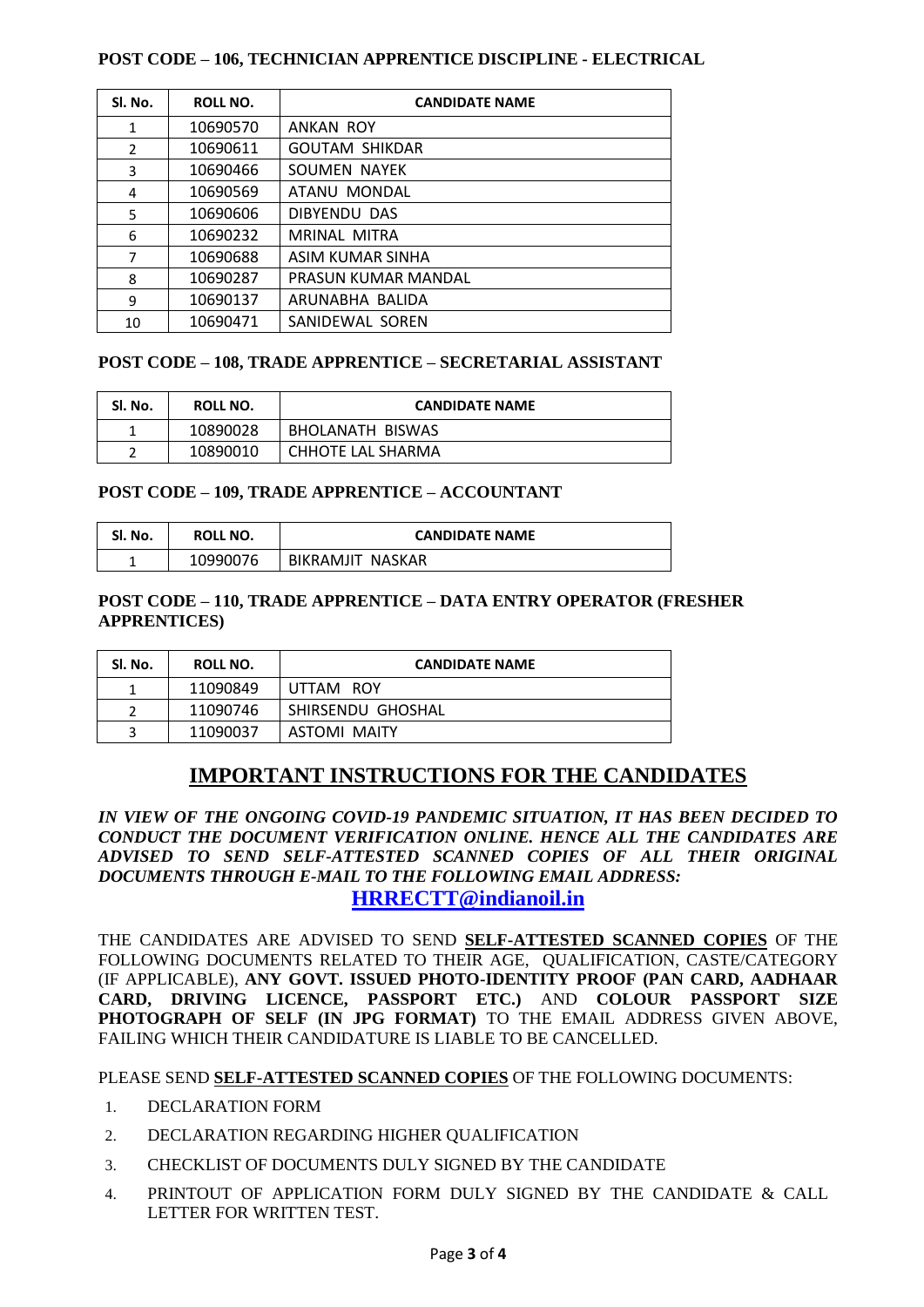**POST CODE – 106, TECHNICIAN APPRENTICE DISCIPLINE - ELECTRICAL**

| Sl. No. | ROLL NO. | CANDIDATE NAME |
|---|---|---|
| 1 | 10690570 | ANKAN ROY |
| 2 | 10690611 | GOUTAM SHIKDAR |
| 3 | 10690466 | SOUMEN NAYEK |
| 4 | 10690569 | ATANU MONDAL |
| 5 | 10690606 | DIBYENDU DAS |
| 6 | 10690232 | MRINAL MITRA |
| 7 | 10690688 | ASIM KUMAR SINHA |
| 8 | 10690287 | PRASUN KUMAR MANDAL |
| 9 | 10690137 | ARUNABHA BALIDA |
| 10 | 10690471 | SANIDEWAL SOREN |

**POST CODE – 108, TRADE APPRENTICE – SECRETARIAL ASSISTANT**

| Sl. No. | ROLL NO. | CANDIDATE NAME |
|---|---|---|
| 1 | 10890028 | BHOLANATH BISWAS |
| 2 | 10890010 | CHHOTE LAL SHARMA |

**POST CODE – 109, TRADE APPRENTICE – ACCOUNTANT**

| Sl. No. | ROLL NO. | CANDIDATE NAME |
|---|---|---|
| 1 | 10990076 | BIKRAMJIT NASKAR |

**POST CODE – 110, TRADE APPRENTICE – DATA ENTRY OPERATOR (FRESHER APPRENTICES)**

| Sl. No. | ROLL NO. | CANDIDATE NAME |
|---|---|---|
| 1 | 11090849 | UTTAM ROY |
| 2 | 11090746 | SHIRSENDU GHOSHAL |
| 3 | 11090037 | ASTOMI MAITY |

## IMPORTANT INSTRUCTIONS FOR THE CANDIDATES

***IN VIEW OF THE ONGOING COVID-19 PANDEMIC SITUATION, IT HAS BEEN DECIDED TO CONDUCT THE DOCUMENT VERIFICATION ONLINE. HENCE ALL THE CANDIDATES ARE ADVISED TO SEND SELF-ATTESTED SCANNED COPIES OF ALL THEIR ORIGINAL DOCUMENTS THROUGH E-MAIL TO THE FOLLOWING EMAIL ADDRESS:***

**HRRECTT@indianoil.in**

THE CANDIDATES ARE ADVISED TO SEND **SELF-ATTESTED SCANNED COPIES** OF THE FOLLOWING DOCUMENTS RELATED TO THEIR AGE, QUALIFICATION, CASTE/CATEGORY (IF APPLICABLE), **ANY GOVT. ISSUED PHOTO-IDENTITY PROOF (PAN CARD, AADHAAR CARD, DRIVING LICENCE, PASSPORT ETC.)** AND **COLOUR PASSPORT SIZE PHOTOGRAPH OF SELF (IN JPG FORMAT)** TO THE EMAIL ADDRESS GIVEN ABOVE, FAILING WHICH THEIR CANDIDATURE IS LIABLE TO BE CANCELLED.

PLEASE SEND **SELF-ATTESTED SCANNED COPIES** OF THE FOLLOWING DOCUMENTS:

1. DECLARATION FORM
2. DECLARATION REGARDING HIGHER QUALIFICATION
3. CHECKLIST OF DOCUMENTS DULY SIGNED BY THE CANDIDATE
4. PRINTOUT OF APPLICATION FORM DULY SIGNED BY THE CANDIDATE & CALL LETTER FOR WRITTEN TEST.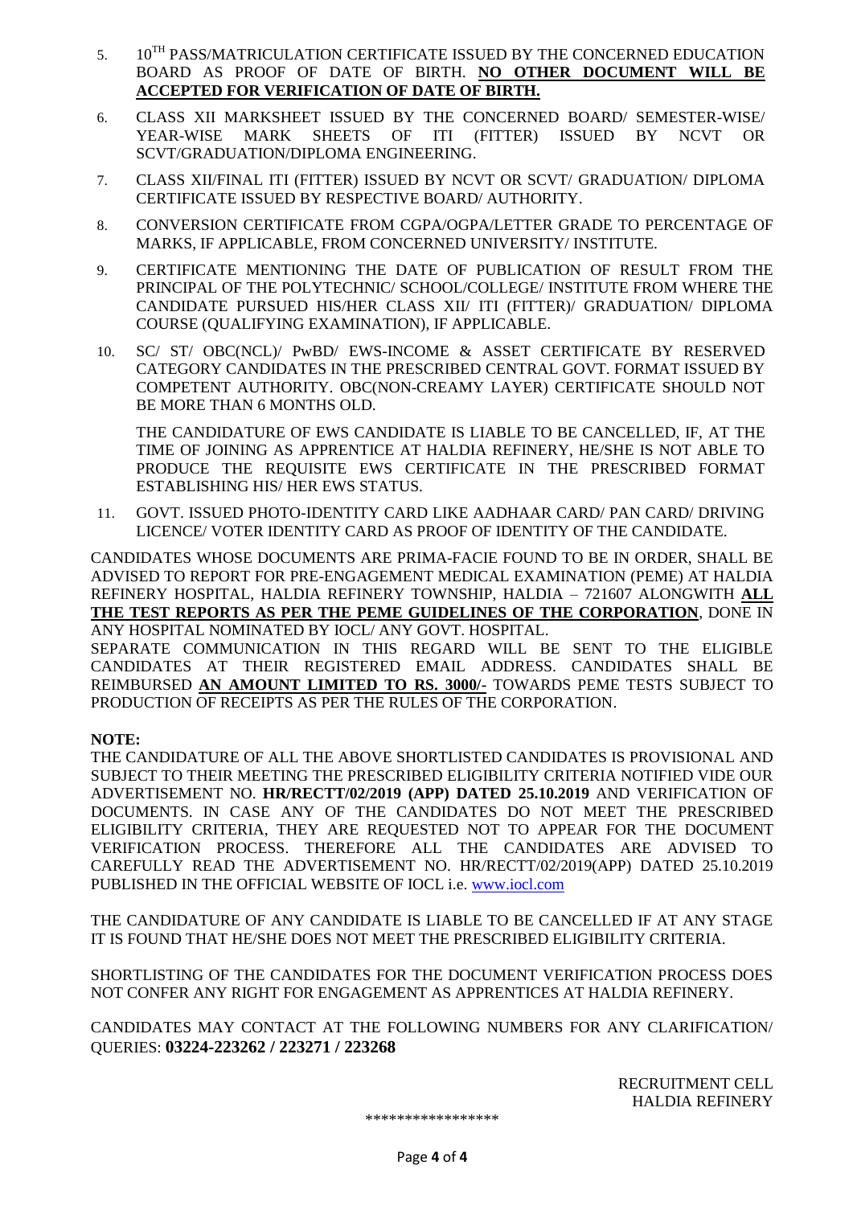5. 10[TH] PASS/MATRICULATION CERTIFICATE ISSUED BY THE CONCERNED EDUCATION BOARD AS PROOF OF DATE OF BIRTH. **NO OTHER DOCUMENT WILL BE ACCEPTED FOR VERIFICATION OF DATE OF BIRTH.**

6. CLASS XII MARKSHEET ISSUED BY THE CONCERNED BOARD/ SEMESTER-WISE/ YEAR-WISE MARK SHEETS OF ITI (FITTER) ISSUED BY NCVT OR SCVT/GRADUATION/DIPLOMA ENGINEERING.

7. CLASS XII/FINAL ITI (FITTER) ISSUED BY NCVT OR SCVT/ GRADUATION/ DIPLOMA CERTIFICATE ISSUED BY RESPECTIVE BOARD/ AUTHORITY.

8. CONVERSION CERTIFICATE FROM CGPA/OGPA/LETTER GRADE TO PERCENTAGE OF MARKS, IF APPLICABLE, FROM CONCERNED UNIVERSITY/ INSTITUTE.

9. CERTIFICATE MENTIONING THE DATE OF PUBLICATION OF RESULT FROM THE PRINCIPAL OF THE POLYTECHNIC/ SCHOOL/COLLEGE/ INSTITUTE FROM WHERE THE CANDIDATE PURSUED HIS/HER CLASS XII/ ITI (FITTER)/ GRADUATION/ DIPLOMA COURSE (QUALIFYING EXAMINATION), IF APPLICABLE.

10. SC/ ST/ OBC(NCL)/ PwBD/ EWS-INCOME & ASSET CERTIFICATE BY RESERVED CATEGORY CANDIDATES IN THE PRESCRIBED CENTRAL GOVT. FORMAT ISSUED BY COMPETENT AUTHORITY. OBC(NON-CREAMY LAYER) CERTIFICATE SHOULD NOT BE MORE THAN 6 MONTHS OLD.

    THE CANDIDATURE OF EWS CANDIDATE IS LIABLE TO BE CANCELLED, IF, AT THE TIME OF JOINING AS APPRENTICE AT HALDIA REFINERY, HE/SHE IS NOT ABLE TO PRODUCE THE REQUISITE EWS CERTIFICATE IN THE PRESCRIBED FORMAT ESTABLISHING HIS/ HER EWS STATUS.

11. GOVT. ISSUED PHOTO-IDENTITY CARD LIKE AADHAAR CARD/ PAN CARD/ DRIVING LICENCE/ VOTER IDENTITY CARD AS PROOF OF IDENTITY OF THE CANDIDATE.

CANDIDATES WHOSE DOCUMENTS ARE PRIMA-FACIE FOUND TO BE IN ORDER, SHALL BE ADVISED TO REPORT FOR PRE-ENGAGEMENT MEDICAL EXAMINATION (PEME) AT HALDIA REFINERY HOSPITAL, HALDIA REFINERY TOWNSHIP, HALDIA – 721607 ALONGWITH **ALL THE TEST REPORTS AS PER THE PEME GUIDELINES OF THE CORPORATION**, DONE IN ANY HOSPITAL NOMINATED BY IOCL/ ANY GOVT. HOSPITAL.
SEPARATE COMMUNICATION IN THIS REGARD WILL BE SENT TO THE ELIGIBLE CANDIDATES AT THEIR REGISTERED EMAIL ADDRESS. CANDIDATES SHALL BE REIMBURSED **AN AMOUNT LIMITED TO RS. 3000/-** TOWARDS PEME TESTS SUBJECT TO PRODUCTION OF RECEIPTS AS PER THE RULES OF THE CORPORATION.

**NOTE:**
THE CANDIDATURE OF ALL THE ABOVE SHORTLISTED CANDIDATES IS PROVISIONAL AND SUBJECT TO THEIR MEETING THE PRESCRIBED ELIGIBILITY CRITERIA NOTIFIED VIDE OUR ADVERTISEMENT NO. **HR/RECTT/02/2019 (APP) DATED 25.10.2019** AND VERIFICATION OF DOCUMENTS. IN CASE ANY OF THE CANDIDATES DO NOT MEET THE PRESCRIBED ELIGIBILITY CRITERIA, THEY ARE REQUESTED NOT TO APPEAR FOR THE DOCUMENT VERIFICATION PROCESS. THEREFORE ALL THE CANDIDATES ARE ADVISED TO CAREFULLY READ THE ADVERTISEMENT NO. HR/RECTT/02/2019(APP) DATED 25.10.2019 PUBLISHED IN THE OFFICIAL WEBSITE OF IOCL i.e. www.iocl.com

THE CANDIDATURE OF ANY CANDIDATE IS LIABLE TO BE CANCELLED IF AT ANY STAGE IT IS FOUND THAT HE/SHE DOES NOT MEET THE PRESCRIBED ELIGIBILITY CRITERIA.

SHORTLISTING OF THE CANDIDATES FOR THE DOCUMENT VERIFICATION PROCESS DOES NOT CONFER ANY RIGHT FOR ENGAGEMENT AS APPRENTICES AT HALDIA REFINERY.

CANDIDATES MAY CONTACT AT THE FOLLOWING NUMBERS FOR ANY CLARIFICATION/ QUERIES: **03224-223262 / 223271 / 223268**

RECRUITMENT CELL
HALDIA REFINERY

\*\*\*\*\*\*\*\*\*\*\*\*\*\*\*\*\*